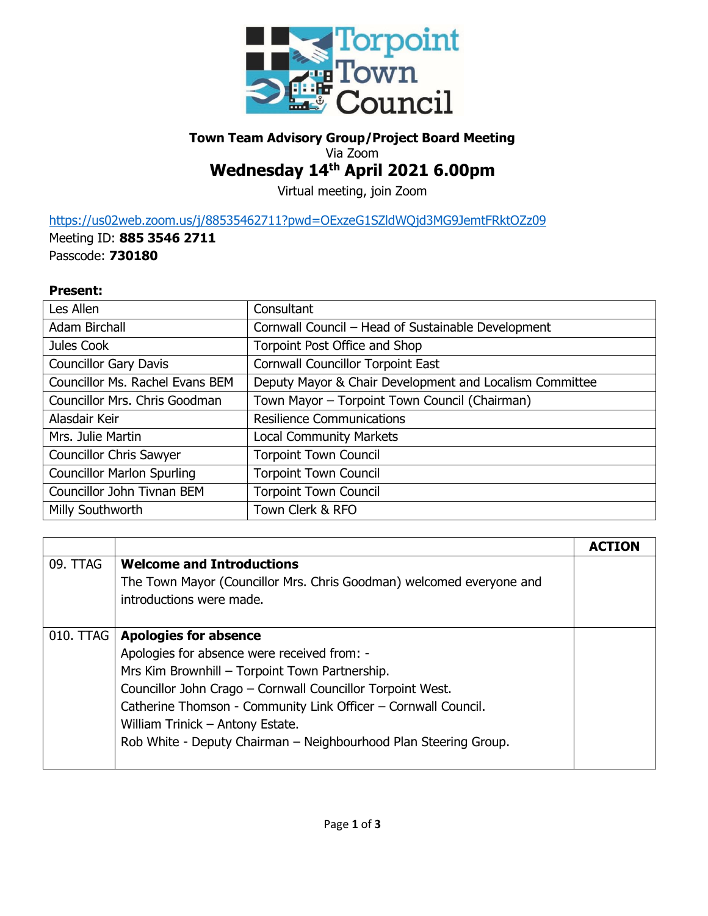**Town Team Advisory Group/Project Board Meeting**

Via Zoom

## Wednesday 14th April 2021 6.00pm

Virtual meeting, join Zoom

https://us02web.zoom.us/j/88535462711?pwd=OExzeG1SZldWQjd3MG9JemtFRktOZz09

Meeting ID: **885 3546 2711**

Passcode: **730180**

**Present:**

| | |
|---|---|
| Les Allen | Consultant |
| Adam Birchall | Cornwall Council – Head of Sustainable Development |
| Jules Cook | Torpoint Post Office and Shop |
| Councillor Gary Davis | Cornwall Councillor Torpoint East |
| Councillor Ms. Rachel Evans BEM | Deputy Mayor & Chair Development and Localism Committee |
| Councillor Mrs. Chris Goodman | Town Mayor – Torpoint Town Council (Chairman) |
| Alasdair Keir | Resilience Communications |
| Mrs. Julie Martin | Local Community Markets |
| Councillor Chris Sawyer | Torpoint Town Council |
| Councillor Marlon Spurling | Torpoint Town Council |
| Councillor John Tivnan BEM | Torpoint Town Council |
| Milly Southworth | Town Clerk & RFO |

| | | **ACTION** |
|---|---|---|
| 09. TTAG | **Welcome and Introductions**<br>The Town Mayor (Councillor Mrs. Chris Goodman) welcomed everyone and introductions were made. | |
| 010. TTAG | **Apologies for absence**<br>Apologies for absence were received from: -<br>Mrs Kim Brownhill – Torpoint Town Partnership.<br>Councillor John Crago – Cornwall Councillor Torpoint West.<br>Catherine Thomson - Community Link Officer – Cornwall Council.<br>William Trinick – Antony Estate.<br>Rob White - Deputy Chairman – Neighbourhood Plan Steering Group. | |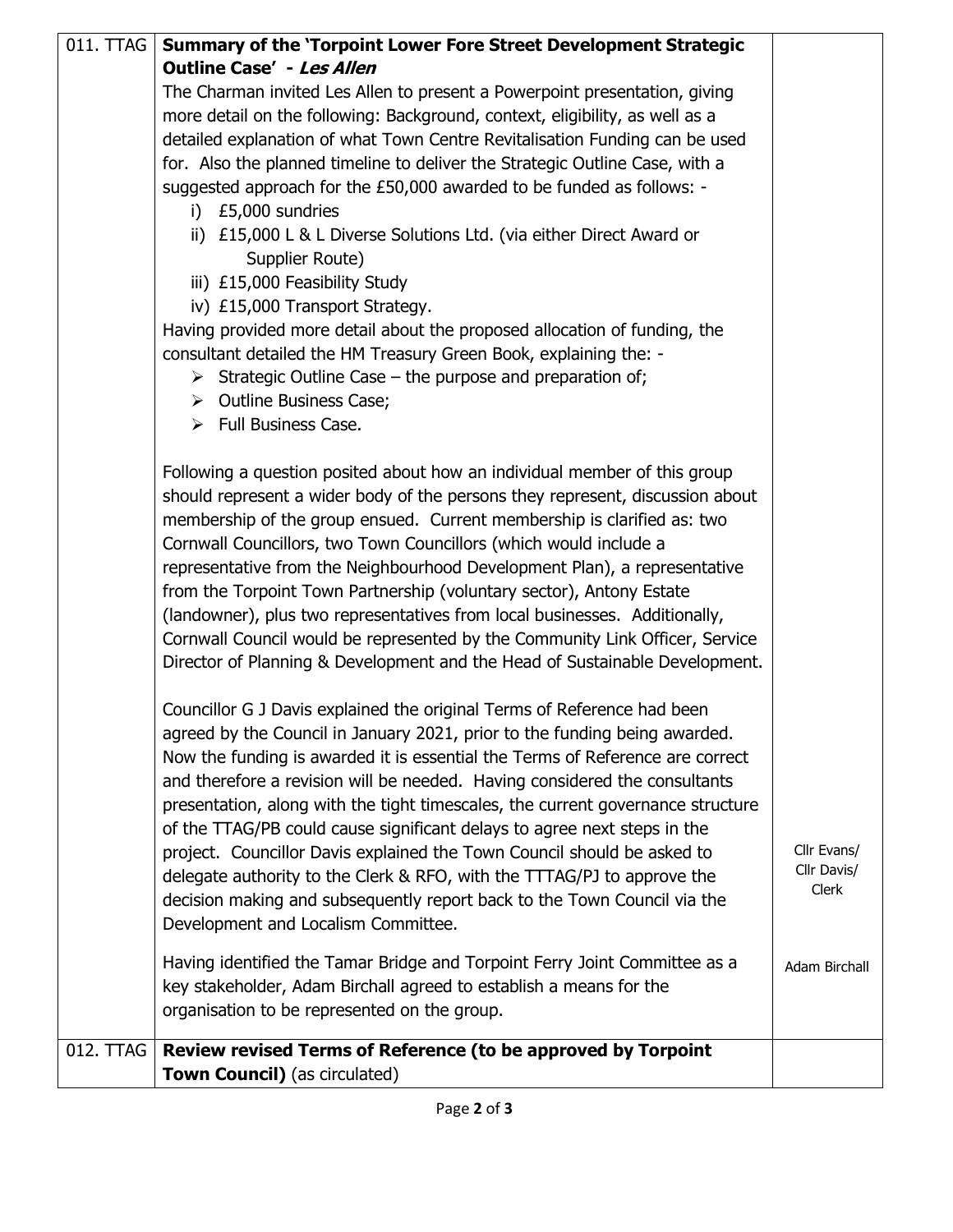| | | |
|---|---|---|
| 011. TTAG | **Summary of the 'Torpoint Lower Fore Street Development Strategic Outline Case' - *Les Allen***<br>The Charman invited Les Allen to present a Powerpoint presentation, giving more detail on the following: Background, context, eligibility, as well as a detailed explanation of what Town Centre Revitalisation Funding can be used for. Also the planned timeline to deliver the Strategic Outline Case, with a suggested approach for the £50,000 awarded to be funded as follows: -<br>i) £5,000 sundries<br>ii) £15,000 L & L Diverse Solutions Ltd. (via either Direct Award or Supplier Route)<br>iii) £15,000 Feasibility Study<br>iv) £15,000 Transport Strategy.<br>Having provided more detail about the proposed allocation of funding, the consultant detailed the HM Treasury Green Book, explaining the: -<br>➢ Strategic Outline Case – the purpose and preparation of;<br>➢ Outline Business Case;<br>➢ Full Business Case.<br><br>Following a question posited about how an individual member of this group should represent a wider body of the persons they represent, discussion about membership of the group ensued. Current membership is clarified as: two Cornwall Councillors, two Town Councillors (which would include a representative from the Neighbourhood Development Plan), a representative from the Torpoint Town Partnership (voluntary sector), Antony Estate (landowner), plus two representatives from local businesses. Additionally, Cornwall Council would be represented by the Community Link Officer, Service Director of Planning & Development and the Head of Sustainable Development. | |
| | Councillor G J Davis explained the original Terms of Reference had been agreed by the Council in January 2021, prior to the funding being awarded. Now the funding is awarded it is essential the Terms of Reference are correct and therefore a revision will be needed. Having considered the consultants presentation, along with the tight timescales, the current governance structure of the TTAG/PB could cause significant delays to agree next steps in the project. Councillor Davis explained the Town Council should be asked to delegate authority to the Clerk & RFO, with the TTTAG/PJ to approve the decision making and subsequently report back to the Town Council via the Development and Localism Committee. | Cllr Evans/ Cllr Davis/ Clerk |
| | Having identified the Tamar Bridge and Torpoint Ferry Joint Committee as a key stakeholder, Adam Birchall agreed to establish a means for the organisation to be represented on the group. | Adam Birchall |
| 012. TTAG | **Review revised Terms of Reference (to be approved by Torpoint Town Council)** (as circulated) | |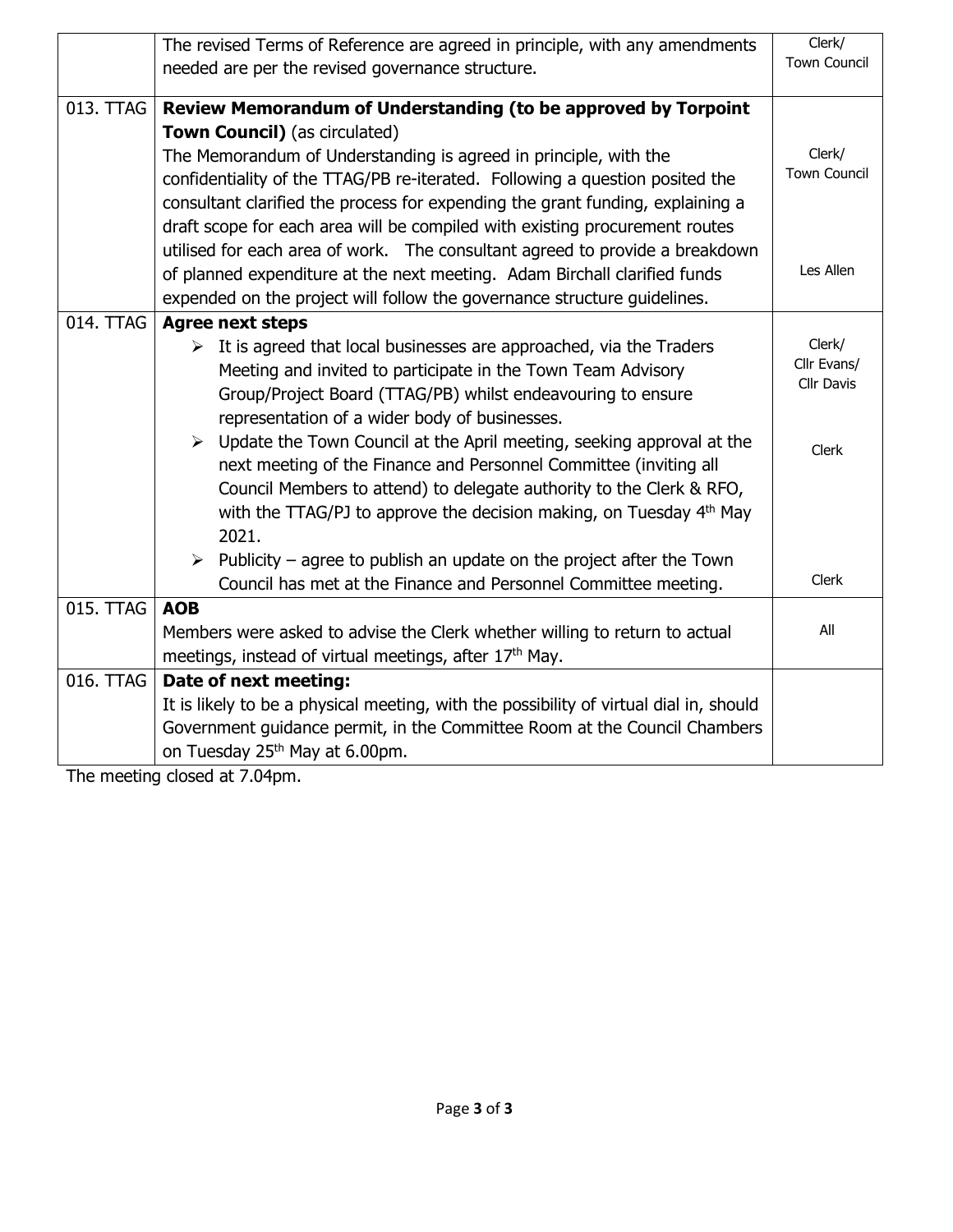| | | |
|---|---|---|
| | The revised Terms of Reference are agreed in principle, with any amendments needed are per the revised governance structure. | Clerk/ Town Council |
| 013. TTAG | **Review Memorandum of Understanding (to be approved by Torpoint Town Council)** (as circulated)<br>The Memorandum of Understanding is agreed in principle, with the confidentiality of the TTAG/PB re-iterated. Following a question posited the consultant clarified the process for expending the grant funding, explaining a draft scope for each area will be compiled with existing procurement routes utilised for each area of work. The consultant agreed to provide a breakdown of planned expenditure at the next meeting. Adam Birchall clarified funds expended on the project will follow the governance structure guidelines. | Clerk/ Town Council<br><br>Les Allen |
| 014. TTAG | **Agree next steps**<br>➢ It is agreed that local businesses are approached, via the Traders Meeting and invited to participate in the Town Team Advisory Group/Project Board (TTAG/PB) whilst endeavouring to ensure representation of a wider body of businesses.<br>➢ Update the Town Council at the April meeting, seeking approval at the next meeting of the Finance and Personnel Committee (inviting all Council Members to attend) to delegate authority to the Clerk & RFO, with the TTAG/PJ to approve the decision making, on Tuesday 4th May 2021.<br>➢ Publicity – agree to publish an update on the project after the Town Council has met at the Finance and Personnel Committee meeting. | Clerk/ Cllr Evans/ Cllr Davis<br><br>Clerk<br><br>Clerk |
| 015. TTAG | **AOB**<br>Members were asked to advise the Clerk whether willing to return to actual meetings, instead of virtual meetings, after 17th May. | All |
| 016. TTAG | **Date of next meeting:**<br>It is likely to be a physical meeting, with the possibility of virtual dial in, should Government guidance permit, in the Committee Room at the Council Chambers on Tuesday 25th May at 6.00pm. | |

The meeting closed at 7.04pm.